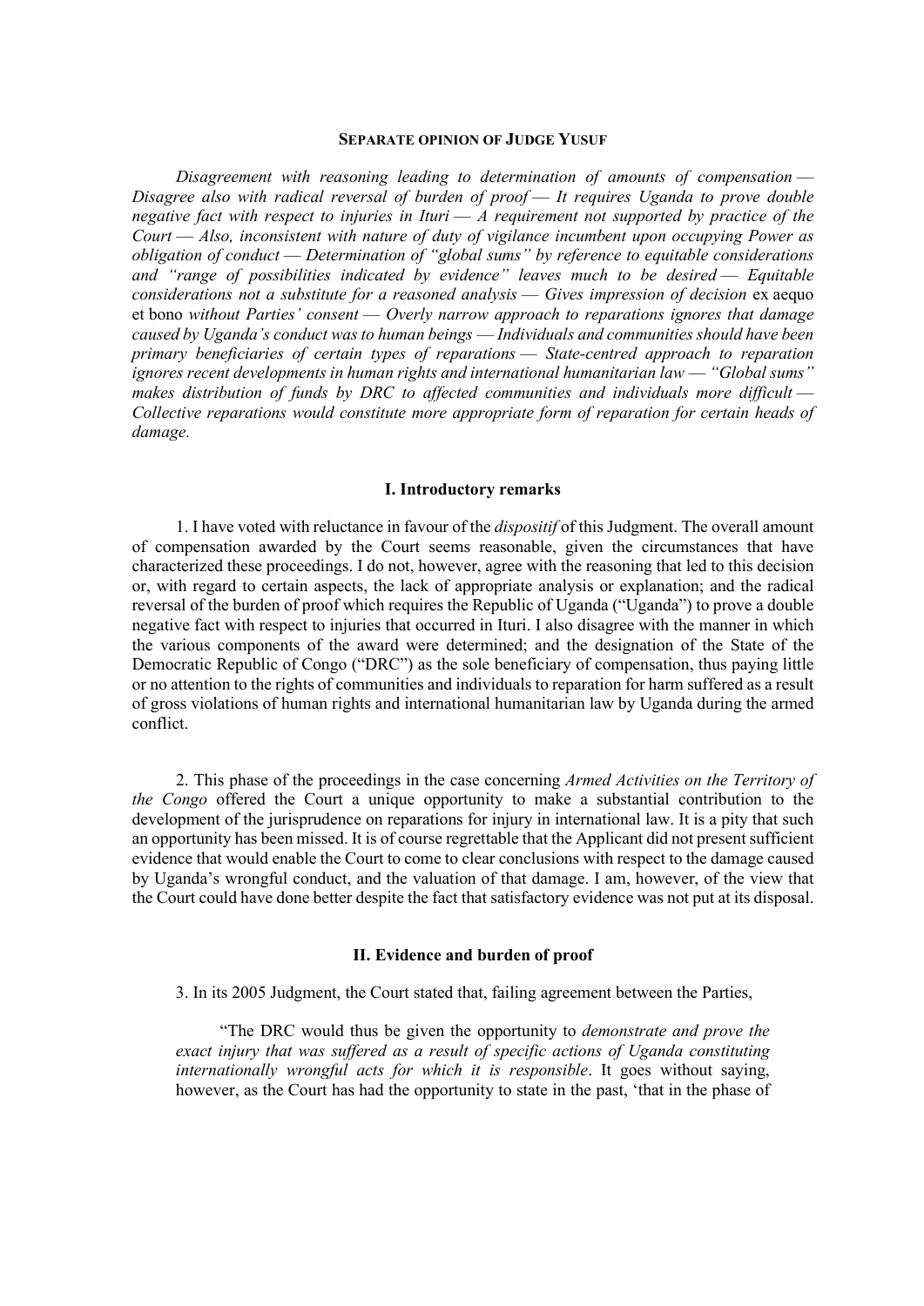## SEPARATE OPINION OF JUDGE YUSUF

*Disagreement with reasoning leading to determination of amounts of compensation — Disagree also with radical reversal of burden of proof — It requires Uganda to prove double negative fact with respect to injuries in Ituri — A requirement not supported by practice of the Court — Also, inconsistent with nature of duty of vigilance incumbent upon occupying Power as obligation of conduct — Determination of "global sums" by reference to equitable considerations and "range of possibilities indicated by evidence" leaves much to be desired — Equitable considerations not a substitute for a reasoned analysis — Gives impression of decision* ex aequo et bono *without Parties' consent — Overly narrow approach to reparations ignores that damage caused by Uganda's conduct was to human beings — Individuals and communities should have been primary beneficiaries of certain types of reparations — State-centred approach to reparation ignores recent developments in human rights and international humanitarian law — "Global sums" makes distribution of funds by DRC to affected communities and individuals more difficult — Collective reparations would constitute more appropriate form of reparation for certain heads of damage.*

### I. Introductory remarks

1. I have voted with reluctance in favour of the *dispositif* of this Judgment. The overall amount of compensation awarded by the Court seems reasonable, given the circumstances that have characterized these proceedings. I do not, however, agree with the reasoning that led to this decision or, with regard to certain aspects, the lack of appropriate analysis or explanation; and the radical reversal of the burden of proof which requires the Republic of Uganda ("Uganda") to prove a double negative fact with respect to injuries that occurred in Ituri. I also disagree with the manner in which the various components of the award were determined; and the designation of the State of the Democratic Republic of Congo ("DRC") as the sole beneficiary of compensation, thus paying little or no attention to the rights of communities and individuals to reparation for harm suffered as a result of gross violations of human rights and international humanitarian law by Uganda during the armed conflict.

2. This phase of the proceedings in the case concerning *Armed Activities on the Territory of the Congo* offered the Court a unique opportunity to make a substantial contribution to the development of the jurisprudence on reparations for injury in international law. It is a pity that such an opportunity has been missed. It is of course regrettable that the Applicant did not present sufficient evidence that would enable the Court to come to clear conclusions with respect to the damage caused by Uganda's wrongful conduct, and the valuation of that damage. I am, however, of the view that the Court could have done better despite the fact that satisfactory evidence was not put at its disposal.

### II. Evidence and burden of proof

3. In its 2005 Judgment, the Court stated that, failing agreement between the Parties,

> "The DRC would thus be given the opportunity to *demonstrate and prove the exact injury that was suffered as a result of specific actions of Uganda constituting internationally wrongful acts for which it is responsible*. It goes without saying, however, as the Court has had the opportunity to state in the past, 'that in the phase of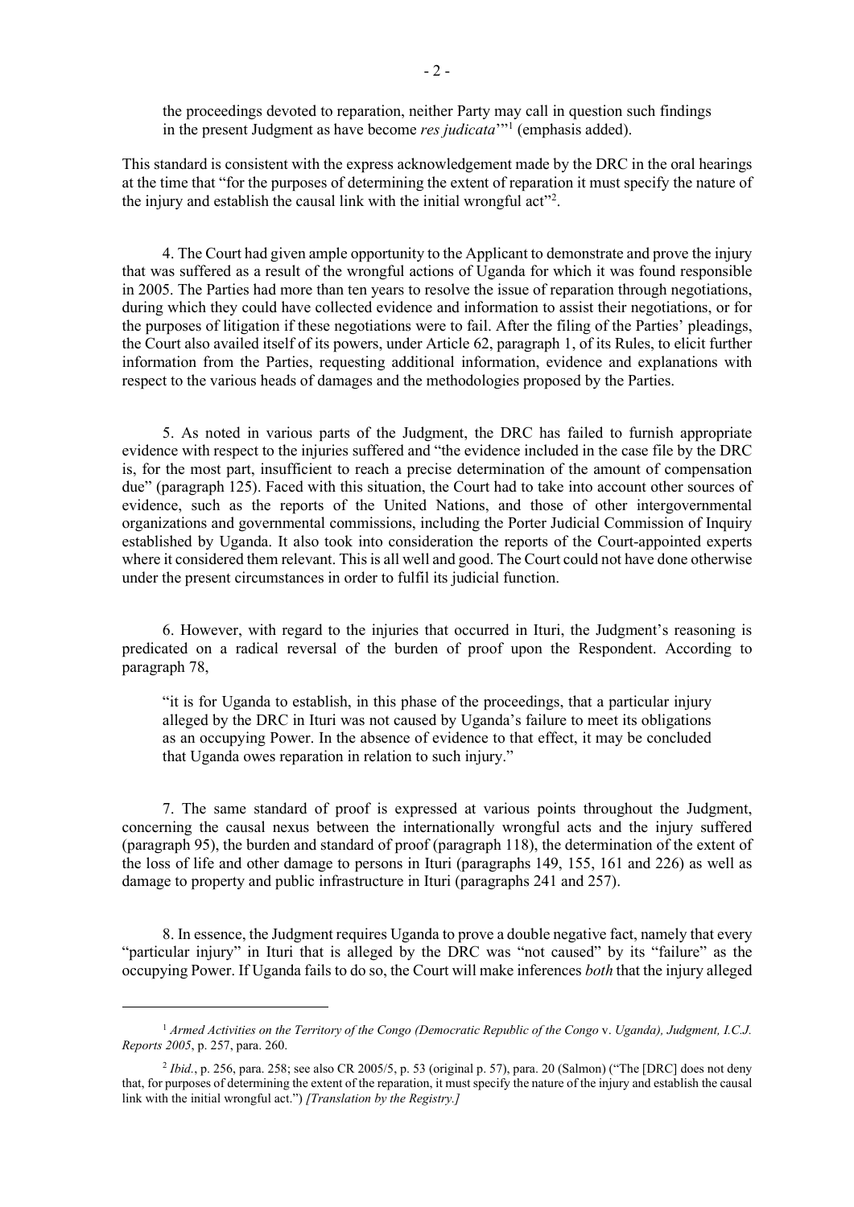the proceedings devoted to reparation, neither Party may call in question such findings in the present Judgment as have become *res judicata*'"[1] (emphasis added).

This standard is consistent with the express acknowledgement made by the DRC in the oral hearings at the time that "for the purposes of determining the extent of reparation it must specify the nature of the injury and establish the causal link with the initial wrongful act"[2].

4. The Court had given ample opportunity to the Applicant to demonstrate and prove the injury that was suffered as a result of the wrongful actions of Uganda for which it was found responsible in 2005. The Parties had more than ten years to resolve the issue of reparation through negotiations, during which they could have collected evidence and information to assist their negotiations, or for the purposes of litigation if these negotiations were to fail. After the filing of the Parties' pleadings, the Court also availed itself of its powers, under Article 62, paragraph 1, of its Rules, to elicit further information from the Parties, requesting additional information, evidence and explanations with respect to the various heads of damages and the methodologies proposed by the Parties.

5. As noted in various parts of the Judgment, the DRC has failed to furnish appropriate evidence with respect to the injuries suffered and "the evidence included in the case file by the DRC is, for the most part, insufficient to reach a precise determination of the amount of compensation due" (paragraph 125). Faced with this situation, the Court had to take into account other sources of evidence, such as the reports of the United Nations, and those of other intergovernmental organizations and governmental commissions, including the Porter Judicial Commission of Inquiry established by Uganda. It also took into consideration the reports of the Court-appointed experts where it considered them relevant. This is all well and good. The Court could not have done otherwise under the present circumstances in order to fulfil its judicial function.

6. However, with regard to the injuries that occurred in Ituri, the Judgment's reasoning is predicated on a radical reversal of the burden of proof upon the Respondent. According to paragraph 78,

> "it is for Uganda to establish, in this phase of the proceedings, that a particular injury alleged by the DRC in Ituri was not caused by Uganda's failure to meet its obligations as an occupying Power. In the absence of evidence to that effect, it may be concluded that Uganda owes reparation in relation to such injury."

7. The same standard of proof is expressed at various points throughout the Judgment, concerning the causal nexus between the internationally wrongful acts and the injury suffered (paragraph 95), the burden and standard of proof (paragraph 118), the determination of the extent of the loss of life and other damage to persons in Ituri (paragraphs 149, 155, 161 and 226) as well as damage to property and public infrastructure in Ituri (paragraphs 241 and 257).

8. In essence, the Judgment requires Uganda to prove a double negative fact, namely that every "particular injury" in Ituri that is alleged by the DRC was "not caused" by its "failure" as the occupying Power. If Uganda fails to do so, the Court will make inferences *both* that the injury alleged

---

[1] *Armed Activities on the Territory of the Congo (Democratic Republic of the Congo* v. *Uganda), Judgment, I.C.J. Reports 2005*, p. 257, para. 260.

[2] *Ibid.*, p. 256, para. 258; see also CR 2005/5, p. 53 (original p. 57), para. 20 (Salmon) ("The [DRC] does not deny that, for purposes of determining the extent of the reparation, it must specify the nature of the injury and establish the causal link with the initial wrongful act.") *[Translation by the Registry.]*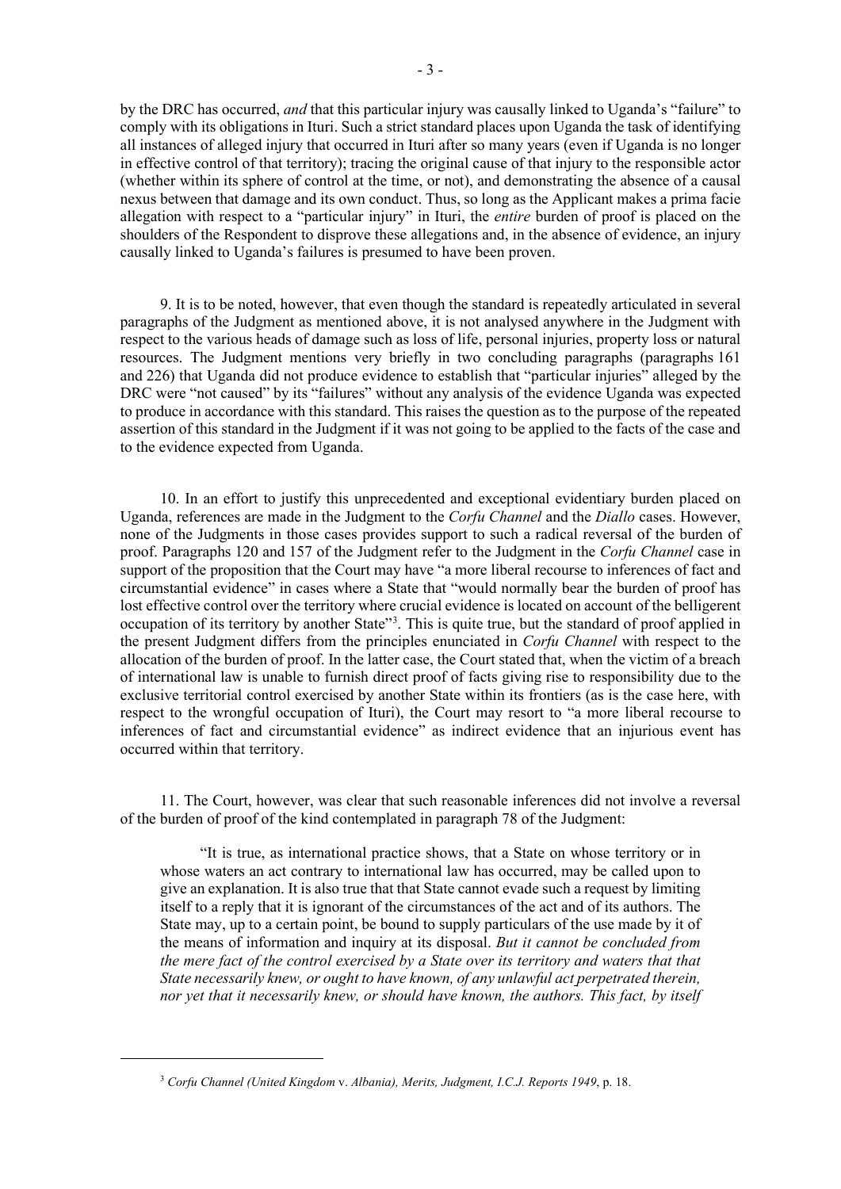by the DRC has occurred, *and* that this particular injury was causally linked to Uganda's "failure" to comply with its obligations in Ituri. Such a strict standard places upon Uganda the task of identifying all instances of alleged injury that occurred in Ituri after so many years (even if Uganda is no longer in effective control of that territory); tracing the original cause of that injury to the responsible actor (whether within its sphere of control at the time, or not), and demonstrating the absence of a causal nexus between that damage and its own conduct. Thus, so long as the Applicant makes a prima facie allegation with respect to a "particular injury" in Ituri, the *entire* burden of proof is placed on the shoulders of the Respondent to disprove these allegations and, in the absence of evidence, an injury causally linked to Uganda's failures is presumed to have been proven.

9. It is to be noted, however, that even though the standard is repeatedly articulated in several paragraphs of the Judgment as mentioned above, it is not analysed anywhere in the Judgment with respect to the various heads of damage such as loss of life, personal injuries, property loss or natural resources. The Judgment mentions very briefly in two concluding paragraphs (paragraphs 161 and 226) that Uganda did not produce evidence to establish that "particular injuries" alleged by the DRC were "not caused" by its "failures" without any analysis of the evidence Uganda was expected to produce in accordance with this standard. This raises the question as to the purpose of the repeated assertion of this standard in the Judgment if it was not going to be applied to the facts of the case and to the evidence expected from Uganda.

10. In an effort to justify this unprecedented and exceptional evidentiary burden placed on Uganda, references are made in the Judgment to the *Corfu Channel* and the *Diallo* cases. However, none of the Judgments in those cases provides support to such a radical reversal of the burden of proof. Paragraphs 120 and 157 of the Judgment refer to the Judgment in the *Corfu Channel* case in support of the proposition that the Court may have "a more liberal recourse to inferences of fact and circumstantial evidence" in cases where a State that "would normally bear the burden of proof has lost effective control over the territory where crucial evidence is located on account of the belligerent occupation of its territory by another State"[3]. This is quite true, but the standard of proof applied in the present Judgment differs from the principles enunciated in *Corfu Channel* with respect to the allocation of the burden of proof. In the latter case, the Court stated that, when the victim of a breach of international law is unable to furnish direct proof of facts giving rise to responsibility due to the exclusive territorial control exercised by another State within its frontiers (as is the case here, with respect to the wrongful occupation of Ituri), the Court may resort to "a more liberal recourse to inferences of fact and circumstantial evidence" as indirect evidence that an injurious event has occurred within that territory.

11. The Court, however, was clear that such reasonable inferences did not involve a reversal of the burden of proof of the kind contemplated in paragraph 78 of the Judgment:

> "It is true, as international practice shows, that a State on whose territory or in whose waters an act contrary to international law has occurred, may be called upon to give an explanation. It is also true that that State cannot evade such a request by limiting itself to a reply that it is ignorant of the circumstances of the act and of its authors. The State may, up to a certain point, be bound to supply particulars of the use made by it of the means of information and inquiry at its disposal. *But it cannot be concluded from the mere fact of the control exercised by a State over its territory and waters that that State necessarily knew, or ought to have known, of any unlawful act perpetrated therein, nor yet that it necessarily knew, or should have known, the authors. This fact, by itself*

[3] *Corfu Channel (United Kingdom* v. *Albania), Merits, Judgment, I.C.J. Reports 1949*, p. 18.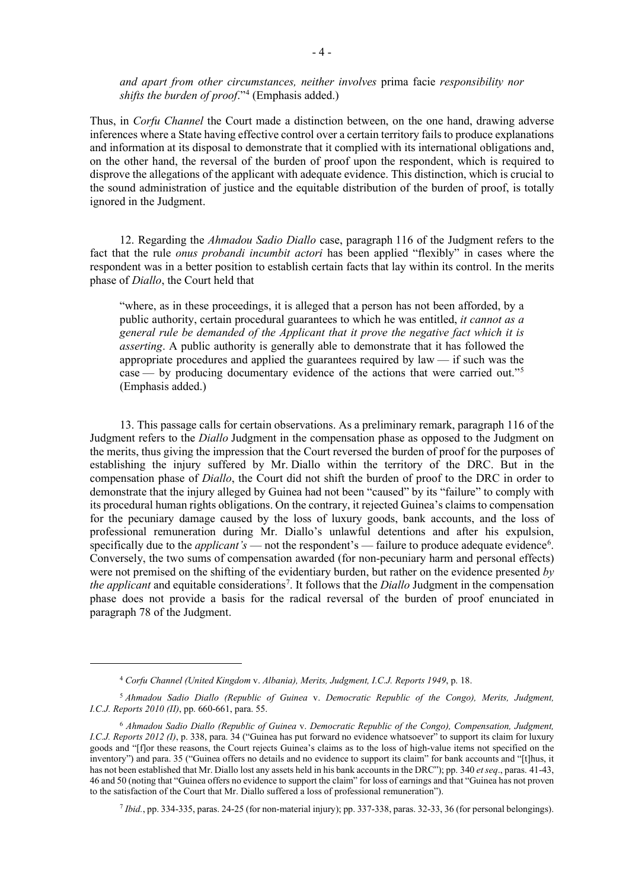*and apart from other circumstances, neither involves* prima facie *responsibility nor shifts the burden of proof*."[4] (Emphasis added.)

Thus, in *Corfu Channel* the Court made a distinction between, on the one hand, drawing adverse inferences where a State having effective control over a certain territory fails to produce explanations and information at its disposal to demonstrate that it complied with its international obligations and, on the other hand, the reversal of the burden of proof upon the respondent, which is required to disprove the allegations of the applicant with adequate evidence. This distinction, which is crucial to the sound administration of justice and the equitable distribution of the burden of proof, is totally ignored in the Judgment.

12. Regarding the *Ahmadou Sadio Diallo* case, paragraph 116 of the Judgment refers to the fact that the rule *onus probandi incumbit actori* has been applied "flexibly" in cases where the respondent was in a better position to establish certain facts that lay within its control. In the merits phase of *Diallo*, the Court held that

> "where, as in these proceedings, it is alleged that a person has not been afforded, by a public authority, certain procedural guarantees to which he was entitled, *it cannot as a general rule be demanded of the Applicant that it prove the negative fact which it is asserting*. A public authority is generally able to demonstrate that it has followed the appropriate procedures and applied the guarantees required by law — if such was the case — by producing documentary evidence of the actions that were carried out."[5] (Emphasis added.)

13. This passage calls for certain observations. As a preliminary remark, paragraph 116 of the Judgment refers to the *Diallo* Judgment in the compensation phase as opposed to the Judgment on the merits, thus giving the impression that the Court reversed the burden of proof for the purposes of establishing the injury suffered by Mr. Diallo within the territory of the DRC. But in the compensation phase of *Diallo*, the Court did not shift the burden of proof to the DRC in order to demonstrate that the injury alleged by Guinea had not been "caused" by its "failure" to comply with its procedural human rights obligations. On the contrary, it rejected Guinea's claims to compensation for the pecuniary damage caused by the loss of luxury goods, bank accounts, and the loss of professional remuneration during Mr. Diallo's unlawful detentions and after his expulsion, specifically due to the *applicant's* — not the respondent's — failure to produce adequate evidence[6]. Conversely, the two sums of compensation awarded (for non-pecuniary harm and personal effects) were not premised on the shifting of the evidentiary burden, but rather on the evidence presented *by the applicant* and equitable considerations[7]. It follows that the *Diallo* Judgment in the compensation phase does not provide a basis for the radical reversal of the burden of proof enunciated in paragraph 78 of the Judgment.

---

[4] *Corfu Channel (United Kingdom* v. *Albania), Merits, Judgment, I.C.J. Reports 1949*, p. 18.

[5] *Ahmadou Sadio Diallo (Republic of Guinea* v. *Democratic Republic of the Congo), Merits, Judgment, I.C.J. Reports 2010 (II)*, pp. 660-661, para. 55.

[6] *Ahmadou Sadio Diallo (Republic of Guinea* v. *Democratic Republic of the Congo), Compensation, Judgment, I.C.J. Reports 2012 (I)*, p. 338, para. 34 ("Guinea has put forward no evidence whatsoever" to support its claim for luxury goods and "[f]or these reasons, the Court rejects Guinea's claims as to the loss of high-value items not specified on the inventory") and para. 35 ("Guinea offers no details and no evidence to support its claim" for bank accounts and "[t]hus, it has not been established that Mr. Diallo lost any assets held in his bank accounts in the DRC"); pp. 340 *et seq*., paras. 41-43, 46 and 50 (noting that "Guinea offers no evidence to support the claim" for loss of earnings and that "Guinea has not proven to the satisfaction of the Court that Mr. Diallo suffered a loss of professional remuneration").

[7] *Ibid.*, pp. 334-335, paras. 24-25 (for non-material injury); pp. 337-338, paras. 32-33, 36 (for personal belongings).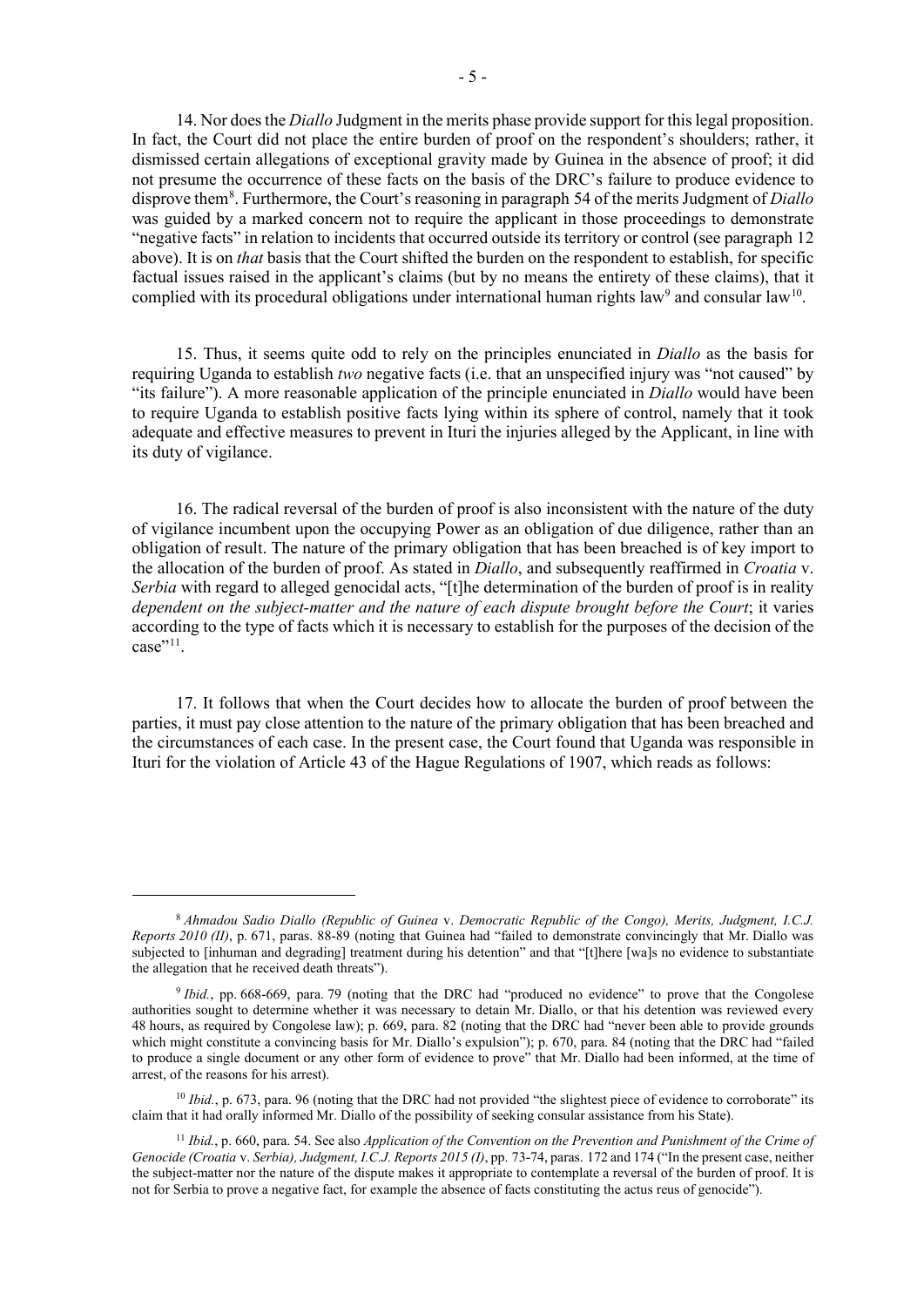14. Nor does the *Diallo* Judgment in the merits phase provide support for this legal proposition. In fact, the Court did not place the entire burden of proof on the respondent's shoulders; rather, it dismissed certain allegations of exceptional gravity made by Guinea in the absence of proof; it did not presume the occurrence of these facts on the basis of the DRC's failure to produce evidence to disprove them[8]. Furthermore, the Court's reasoning in paragraph 54 of the merits Judgment of *Diallo* was guided by a marked concern not to require the applicant in those proceedings to demonstrate "negative facts" in relation to incidents that occurred outside its territory or control (see paragraph 12 above). It is on *that* basis that the Court shifted the burden on the respondent to establish, for specific factual issues raised in the applicant's claims (but by no means the entirety of these claims), that it complied with its procedural obligations under international human rights law[9] and consular law[10].

15. Thus, it seems quite odd to rely on the principles enunciated in *Diallo* as the basis for requiring Uganda to establish *two* negative facts (i.e. that an unspecified injury was "not caused" by "its failure"). A more reasonable application of the principle enunciated in *Diallo* would have been to require Uganda to establish positive facts lying within its sphere of control, namely that it took adequate and effective measures to prevent in Ituri the injuries alleged by the Applicant, in line with its duty of vigilance.

16. The radical reversal of the burden of proof is also inconsistent with the nature of the duty of vigilance incumbent upon the occupying Power as an obligation of due diligence, rather than an obligation of result. The nature of the primary obligation that has been breached is of key import to the allocation of the burden of proof. As stated in *Diallo*, and subsequently reaffirmed in *Croatia* v. *Serbia* with regard to alleged genocidal acts, "[t]he determination of the burden of proof is in reality *dependent on the subject-matter and the nature of each dispute brought before the Court*; it varies according to the type of facts which it is necessary to establish for the purposes of the decision of the case"[11].

17. It follows that when the Court decides how to allocate the burden of proof between the parties, it must pay close attention to the nature of the primary obligation that has been breached and the circumstances of each case. In the present case, the Court found that Uganda was responsible in Ituri for the violation of Article 43 of the Hague Regulations of 1907, which reads as follows:

---

[8] *Ahmadou Sadio Diallo (Republic of Guinea* v. *Democratic Republic of the Congo), Merits, Judgment, I.C.J. Reports 2010 (II)*, p. 671, paras. 88-89 (noting that Guinea had "failed to demonstrate convincingly that Mr. Diallo was subjected to [inhuman and degrading] treatment during his detention" and that "[t]here [wa]s no evidence to substantiate the allegation that he received death threats").

[9] *Ibid.*, pp. 668-669, para. 79 (noting that the DRC had "produced no evidence" to prove that the Congolese authorities sought to determine whether it was necessary to detain Mr. Diallo, or that his detention was reviewed every 48 hours, as required by Congolese law); p. 669, para. 82 (noting that the DRC had "never been able to provide grounds which might constitute a convincing basis for Mr. Diallo's expulsion"); p. 670, para. 84 (noting that the DRC had "failed to produce a single document or any other form of evidence to prove" that Mr. Diallo had been informed, at the time of arrest, of the reasons for his arrest).

[10] *Ibid.*, p. 673, para. 96 (noting that the DRC had not provided "the slightest piece of evidence to corroborate" its claim that it had orally informed Mr. Diallo of the possibility of seeking consular assistance from his State).

[11] *Ibid.*, p. 660, para. 54. See also *Application of the Convention on the Prevention and Punishment of the Crime of Genocide (Croatia* v. *Serbia), Judgment, I.C.J. Reports 2015 (I)*, pp. 73-74, paras. 172 and 174 ("In the present case, neither the subject-matter nor the nature of the dispute makes it appropriate to contemplate a reversal of the burden of proof. It is not for Serbia to prove a negative fact, for example the absence of facts constituting the actus reus of genocide").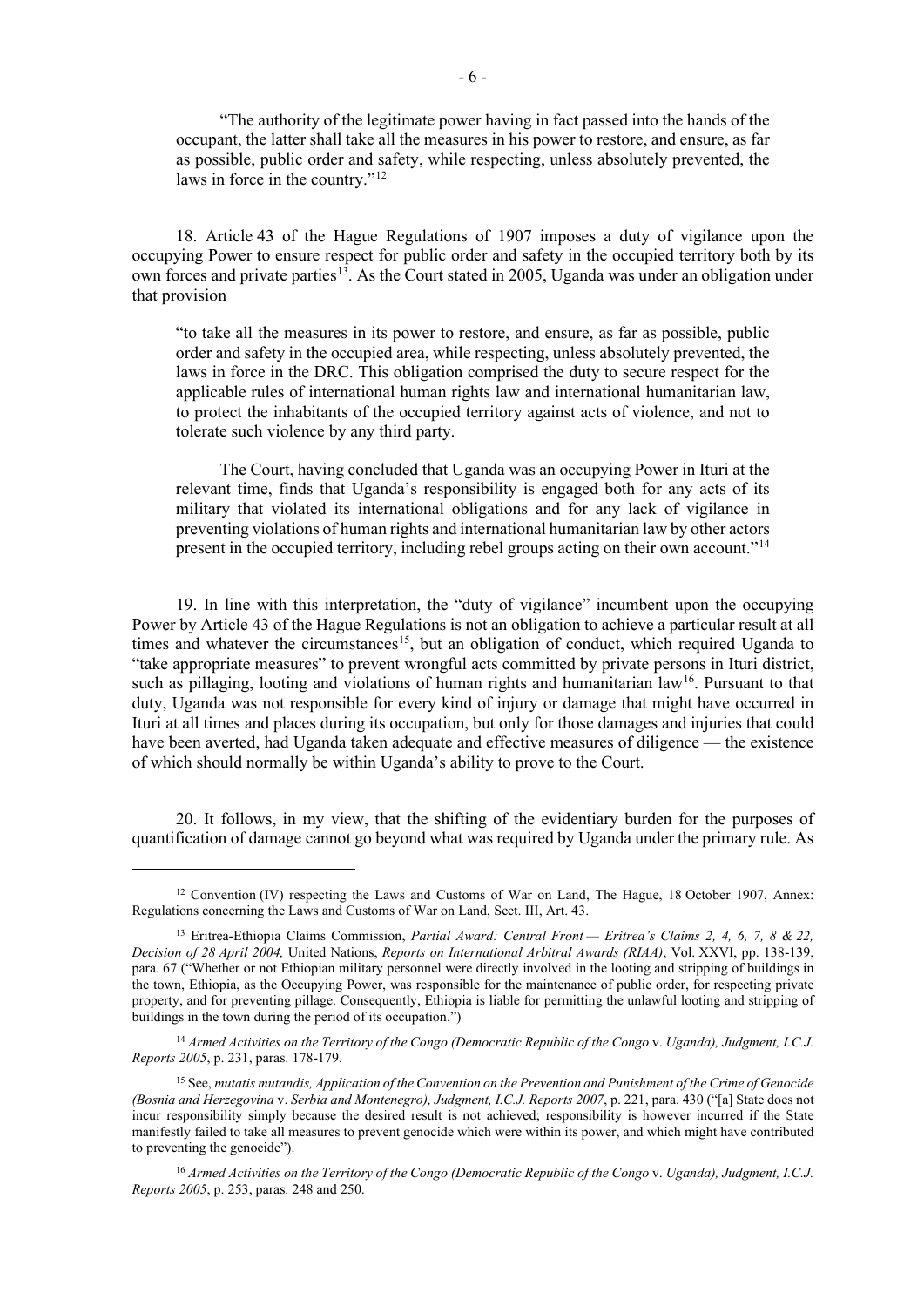"The authority of the legitimate power having in fact passed into the hands of the occupant, the latter shall take all the measures in his power to restore, and ensure, as far as possible, public order and safety, while respecting, unless absolutely prevented, the laws in force in the country."[12]

18. Article 43 of the Hague Regulations of 1907 imposes a duty of vigilance upon the occupying Power to ensure respect for public order and safety in the occupied territory both by its own forces and private parties[13]. As the Court stated in 2005, Uganda was under an obligation under that provision

> "to take all the measures in its power to restore, and ensure, as far as possible, public order and safety in the occupied area, while respecting, unless absolutely prevented, the laws in force in the DRC. This obligation comprised the duty to secure respect for the applicable rules of international human rights law and international humanitarian law, to protect the inhabitants of the occupied territory against acts of violence, and not to tolerate such violence by any third party.
>
> The Court, having concluded that Uganda was an occupying Power in Ituri at the relevant time, finds that Uganda's responsibility is engaged both for any acts of its military that violated its international obligations and for any lack of vigilance in preventing violations of human rights and international humanitarian law by other actors present in the occupied territory, including rebel groups acting on their own account."[14]

19. In line with this interpretation, the "duty of vigilance" incumbent upon the occupying Power by Article 43 of the Hague Regulations is not an obligation to achieve a particular result at all times and whatever the circumstances[15], but an obligation of conduct, which required Uganda to "take appropriate measures" to prevent wrongful acts committed by private persons in Ituri district, such as pillaging, looting and violations of human rights and humanitarian law[16]. Pursuant to that duty, Uganda was not responsible for every kind of injury or damage that might have occurred in Ituri at all times and places during its occupation, but only for those damages and injuries that could have been averted, had Uganda taken adequate and effective measures of diligence — the existence of which should normally be within Uganda's ability to prove to the Court.

20. It follows, in my view, that the shifting of the evidentiary burden for the purposes of quantification of damage cannot go beyond what was required by Uganda under the primary rule. As

---

[12] Convention (IV) respecting the Laws and Customs of War on Land, The Hague, 18 October 1907, Annex: Regulations concerning the Laws and Customs of War on Land, Sect. III, Art. 43.

[13] Eritrea-Ethiopia Claims Commission, *Partial Award: Central Front — Eritrea's Claims 2, 4, 6, 7, 8 & 22, Decision of 28 April 2004,* United Nations, *Reports on International Arbitral Awards (RIAA)*, Vol. XXVI, pp. 138-139, para. 67 ("Whether or not Ethiopian military personnel were directly involved in the looting and stripping of buildings in the town, Ethiopia, as the Occupying Power, was responsible for the maintenance of public order, for respecting private property, and for preventing pillage. Consequently, Ethiopia is liable for permitting the unlawful looting and stripping of buildings in the town during the period of its occupation.")

[14] *Armed Activities on the Territory of the Congo (Democratic Republic of the Congo* v. *Uganda), Judgment, I.C.J. Reports 2005*, p. 231, paras. 178-179.

[15] See, *mutatis mutandis, Application of the Convention on the Prevention and Punishment of the Crime of Genocide (Bosnia and Herzegovina* v. *Serbia and Montenegro), Judgment, I.C.J. Reports 2007*, p. 221, para. 430 ("[a] State does not incur responsibility simply because the desired result is not achieved; responsibility is however incurred if the State manifestly failed to take all measures to prevent genocide which were within its power, and which might have contributed to preventing the genocide").

[16] *Armed Activities on the Territory of the Congo (Democratic Republic of the Congo* v. *Uganda), Judgment, I.C.J. Reports 2005*, p. 253, paras. 248 and 250.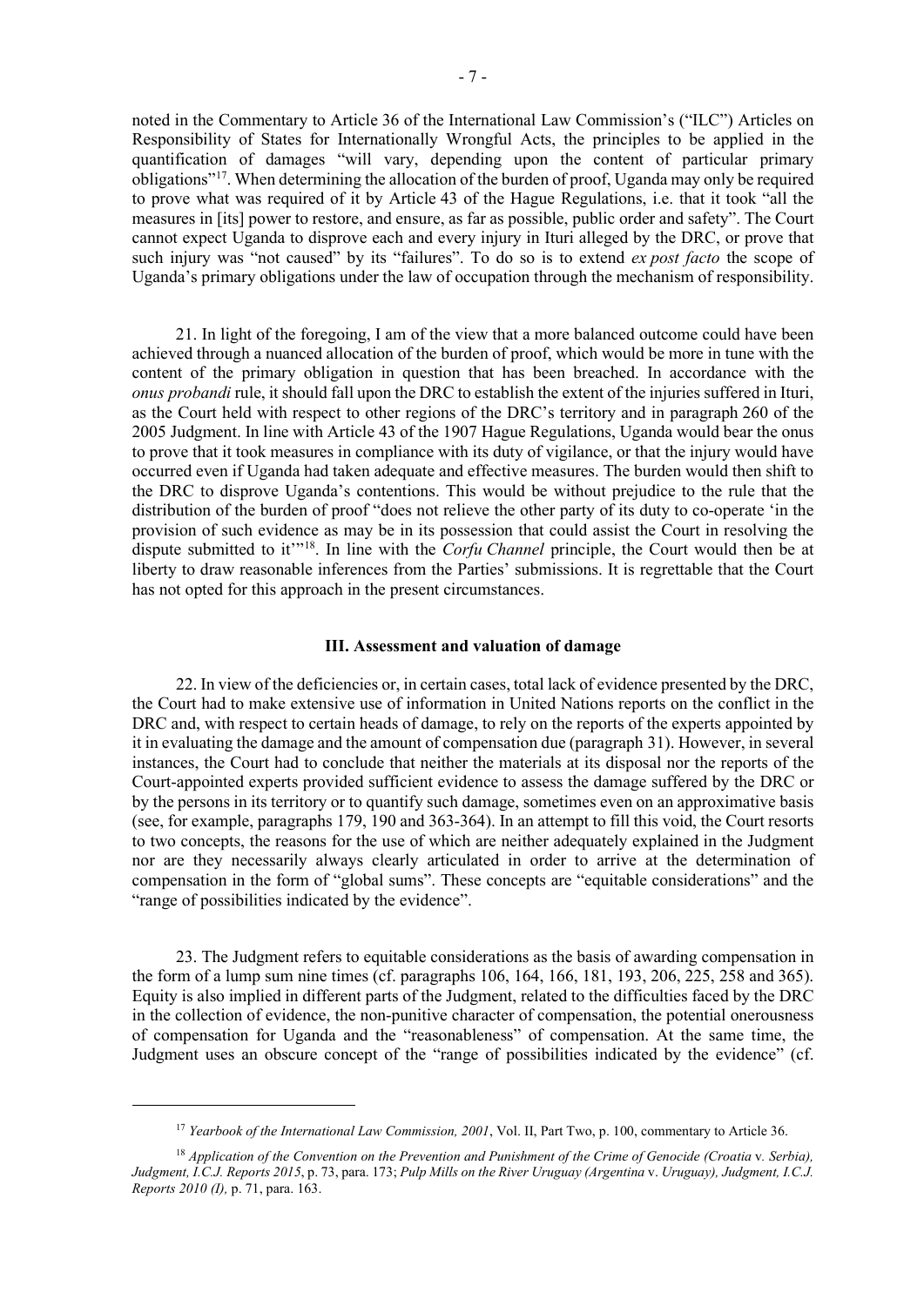noted in the Commentary to Article 36 of the International Law Commission's ("ILC") Articles on Responsibility of States for Internationally Wrongful Acts, the principles to be applied in the quantification of damages "will vary, depending upon the content of particular primary obligations"[17]. When determining the allocation of the burden of proof, Uganda may only be required to prove what was required of it by Article 43 of the Hague Regulations, i.e. that it took "all the measures in [its] power to restore, and ensure, as far as possible, public order and safety". The Court cannot expect Uganda to disprove each and every injury in Ituri alleged by the DRC, or prove that such injury was "not caused" by its "failures". To do so is to extend *ex post facto* the scope of Uganda's primary obligations under the law of occupation through the mechanism of responsibility.

21. In light of the foregoing, I am of the view that a more balanced outcome could have been achieved through a nuanced allocation of the burden of proof, which would be more in tune with the content of the primary obligation in question that has been breached. In accordance with the *onus probandi* rule, it should fall upon the DRC to establish the extent of the injuries suffered in Ituri, as the Court held with respect to other regions of the DRC's territory and in paragraph 260 of the 2005 Judgment. In line with Article 43 of the 1907 Hague Regulations, Uganda would bear the onus to prove that it took measures in compliance with its duty of vigilance, or that the injury would have occurred even if Uganda had taken adequate and effective measures. The burden would then shift to the DRC to disprove Uganda's contentions. This would be without prejudice to the rule that the distribution of the burden of proof "does not relieve the other party of its duty to co-operate 'in the provision of such evidence as may be in its possession that could assist the Court in resolving the dispute submitted to it'"[18]. In line with the *Corfu Channel* principle, the Court would then be at liberty to draw reasonable inferences from the Parties' submissions. It is regrettable that the Court has not opted for this approach in the present circumstances.

### III. Assessment and valuation of damage

22. In view of the deficiencies or, in certain cases, total lack of evidence presented by the DRC, the Court had to make extensive use of information in United Nations reports on the conflict in the DRC and, with respect to certain heads of damage, to rely on the reports of the experts appointed by it in evaluating the damage and the amount of compensation due (paragraph 31). However, in several instances, the Court had to conclude that neither the materials at its disposal nor the reports of the Court-appointed experts provided sufficient evidence to assess the damage suffered by the DRC or by the persons in its territory or to quantify such damage, sometimes even on an approximative basis (see, for example, paragraphs 179, 190 and 363-364). In an attempt to fill this void, the Court resorts to two concepts, the reasons for the use of which are neither adequately explained in the Judgment nor are they necessarily always clearly articulated in order to arrive at the determination of compensation in the form of "global sums". These concepts are "equitable considerations" and the "range of possibilities indicated by the evidence".

23. The Judgment refers to equitable considerations as the basis of awarding compensation in the form of a lump sum nine times (cf. paragraphs 106, 164, 166, 181, 193, 206, 225, 258 and 365). Equity is also implied in different parts of the Judgment, related to the difficulties faced by the DRC in the collection of evidence, the non-punitive character of compensation, the potential onerousness of compensation for Uganda and the "reasonableness" of compensation. At the same time, the Judgment uses an obscure concept of the "range of possibilities indicated by the evidence" (cf.

---

[17] *Yearbook of the International Law Commission, 2001*, Vol. II, Part Two, p. 100, commentary to Article 36.

[18] *Application of the Convention on the Prevention and Punishment of the Crime of Genocide (Croatia* v. *Serbia), Judgment, I.C.J. Reports 2015*, p. 73, para. 173; *Pulp Mills on the River Uruguay (Argentina* v. *Uruguay), Judgment, I.C.J. Reports 2010 (I),* p. 71, para. 163.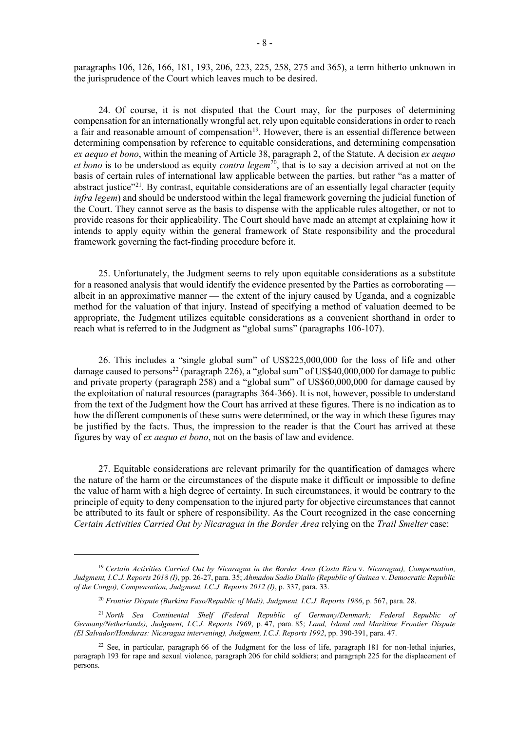paragraphs 106, 126, 166, 181, 193, 206, 223, 225, 258, 275 and 365), a term hitherto unknown in the jurisprudence of the Court which leaves much to be desired.

24. Of course, it is not disputed that the Court may, for the purposes of determining compensation for an internationally wrongful act, rely upon equitable considerations in order to reach a fair and reasonable amount of compensation[19]. However, there is an essential difference between determining compensation by reference to equitable considerations, and determining compensation *ex aequo et bono*, within the meaning of Article 38, paragraph 2, of the Statute. A decision *ex aequo et bono* is to be understood as equity *contra legem*[20], that is to say a decision arrived at not on the basis of certain rules of international law applicable between the parties, but rather "as a matter of abstract justice"[21]. By contrast, equitable considerations are of an essentially legal character (equity *infra legem*) and should be understood within the legal framework governing the judicial function of the Court. They cannot serve as the basis to dispense with the applicable rules altogether, or not to provide reasons for their applicability. The Court should have made an attempt at explaining how it intends to apply equity within the general framework of State responsibility and the procedural framework governing the fact-finding procedure before it.

25. Unfortunately, the Judgment seems to rely upon equitable considerations as a substitute for a reasoned analysis that would identify the evidence presented by the Parties as corroborating — albeit in an approximative manner — the extent of the injury caused by Uganda, and a cognizable method for the valuation of that injury. Instead of specifying a method of valuation deemed to be appropriate, the Judgment utilizes equitable considerations as a convenient shorthand in order to reach what is referred to in the Judgment as "global sums" (paragraphs 106-107).

26. This includes a "single global sum" of US$225,000,000 for the loss of life and other damage caused to persons[22] (paragraph 226), a "global sum" of US$40,000,000 for damage to public and private property (paragraph 258) and a "global sum" of US$60,000,000 for damage caused by the exploitation of natural resources (paragraphs 364-366). It is not, however, possible to understand from the text of the Judgment how the Court has arrived at these figures. There is no indication as to how the different components of these sums were determined, or the way in which these figures may be justified by the facts. Thus, the impression to the reader is that the Court has arrived at these figures by way of *ex aequo et bono*, not on the basis of law and evidence.

27. Equitable considerations are relevant primarily for the quantification of damages where the nature of the harm or the circumstances of the dispute make it difficult or impossible to define the value of harm with a high degree of certainty. In such circumstances, it would be contrary to the principle of equity to deny compensation to the injured party for objective circumstances that cannot be attributed to its fault or sphere of responsibility. As the Court recognized in the case concerning *Certain Activities Carried Out by Nicaragua in the Border Area* relying on the *Trail Smelter* case:

---

[19] *Certain Activities Carried Out by Nicaragua in the Border Area (Costa Rica* v. *Nicaragua), Compensation, Judgment, I.C.J. Reports 2018 (I)*, pp. 26-27, para. 35; *Ahmadou Sadio Diallo (Republic of Guinea* v. *Democratic Republic of the Congo), Compensation, Judgment, I.C.J. Reports 2012 (I)*, p. 337, para. 33.

[20] *Frontier Dispute (Burkina Faso/Republic of Mali), Judgment, I.C.J. Reports 1986*, p. 567, para. 28.

[21] *North Sea Continental Shelf (Federal Republic of Germany/Denmark; Federal Republic of Germany/Netherlands), Judgment, I.C.J. Reports 1969*, p. 47, para. 85; *Land, Island and Maritime Frontier Dispute (El Salvador/Honduras: Nicaragua intervening), Judgment, I.C.J. Reports 1992*, pp. 390-391, para. 47.

[22] See, in particular, paragraph 66 of the Judgment for the loss of life, paragraph 181 for non-lethal injuries, paragraph 193 for rape and sexual violence, paragraph 206 for child soldiers; and paragraph 225 for the displacement of persons.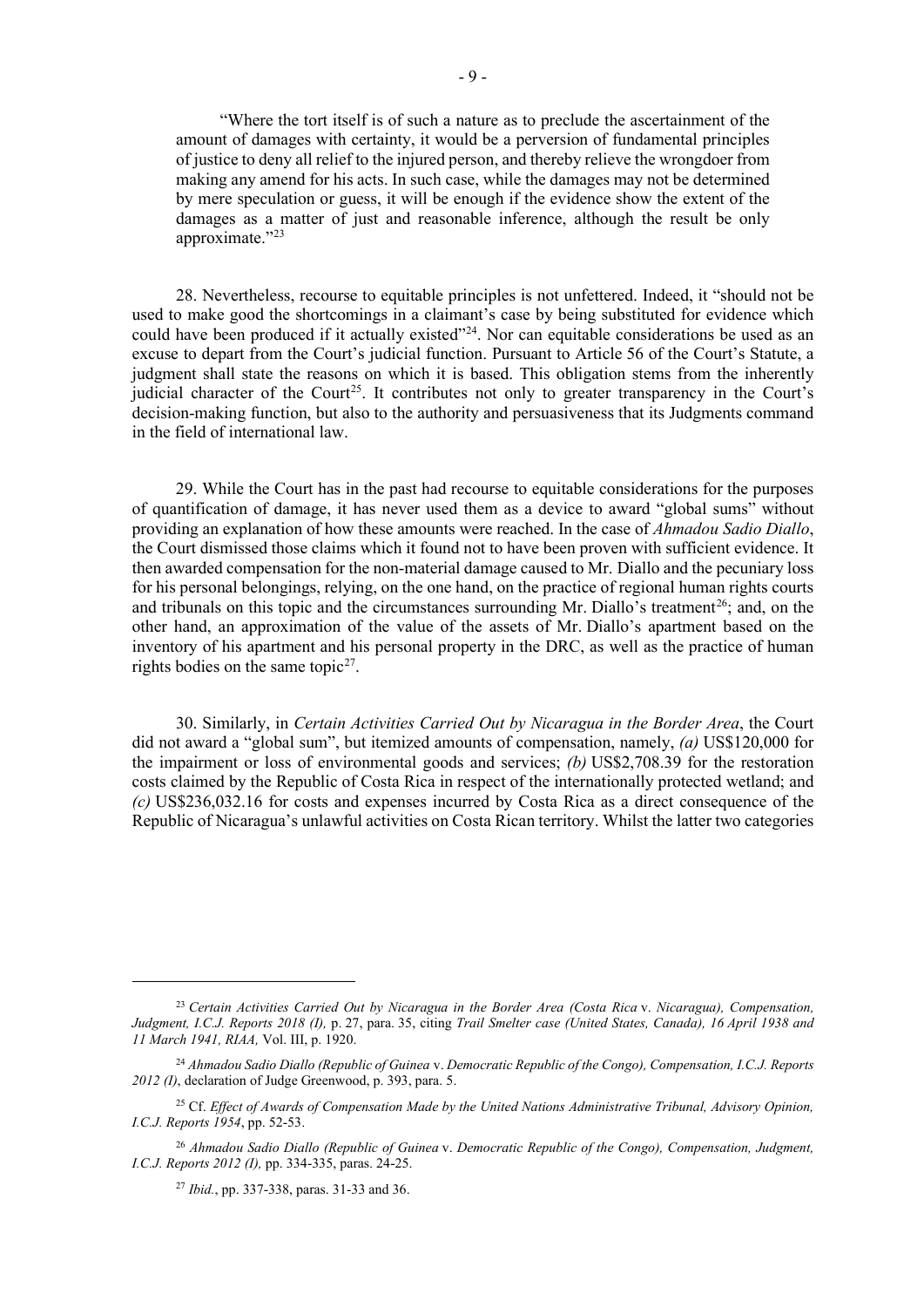"Where the tort itself is of such a nature as to preclude the ascertainment of the amount of damages with certainty, it would be a perversion of fundamental principles of justice to deny all relief to the injured person, and thereby relieve the wrongdoer from making any amend for his acts. In such case, while the damages may not be determined by mere speculation or guess, it will be enough if the evidence show the extent of the damages as a matter of just and reasonable inference, although the result be only approximate."[23]

28. Nevertheless, recourse to equitable principles is not unfettered. Indeed, it "should not be used to make good the shortcomings in a claimant's case by being substituted for evidence which could have been produced if it actually existed"[24]. Nor can equitable considerations be used as an excuse to depart from the Court's judicial function. Pursuant to Article 56 of the Court's Statute, a judgment shall state the reasons on which it is based. This obligation stems from the inherently judicial character of the Court[25]. It contributes not only to greater transparency in the Court's decision-making function, but also to the authority and persuasiveness that its Judgments command in the field of international law.

29. While the Court has in the past had recourse to equitable considerations for the purposes of quantification of damage, it has never used them as a device to award "global sums" without providing an explanation of how these amounts were reached. In the case of *Ahmadou Sadio Diallo*, the Court dismissed those claims which it found not to have been proven with sufficient evidence. It then awarded compensation for the non-material damage caused to Mr. Diallo and the pecuniary loss for his personal belongings, relying, on the one hand, on the practice of regional human rights courts and tribunals on this topic and the circumstances surrounding Mr. Diallo's treatment[26]; and, on the other hand, an approximation of the value of the assets of Mr. Diallo's apartment based on the inventory of his apartment and his personal property in the DRC, as well as the practice of human rights bodies on the same topic[27].

30. Similarly, in *Certain Activities Carried Out by Nicaragua in the Border Area*, the Court did not award a "global sum", but itemized amounts of compensation, namely, *(a)* US$120,000 for the impairment or loss of environmental goods and services; *(b)* US$2,708.39 for the restoration costs claimed by the Republic of Costa Rica in respect of the internationally protected wetland; and *(c)* US$236,032.16 for costs and expenses incurred by Costa Rica as a direct consequence of the Republic of Nicaragua's unlawful activities on Costa Rican territory. Whilst the latter two categories

---

[23] *Certain Activities Carried Out by Nicaragua in the Border Area (Costa Rica* v. *Nicaragua), Compensation, Judgment, I.C.J. Reports 2018 (I),* p. 27, para. 35, citing *Trail Smelter case (United States, Canada), 16 April 1938 and 11 March 1941, RIAA,* Vol. III, p. 1920.

[24] *Ahmadou Sadio Diallo (Republic of Guinea* v. *Democratic Republic of the Congo), Compensation, I.C.J. Reports 2012 (I)*, declaration of Judge Greenwood, p. 393, para. 5.

[25] Cf. *Effect of Awards of Compensation Made by the United Nations Administrative Tribunal, Advisory Opinion, I.C.J. Reports 1954*, pp. 52-53.

[26] *Ahmadou Sadio Diallo (Republic of Guinea* v. *Democratic Republic of the Congo), Compensation, Judgment, I.C.J. Reports 2012 (I),* pp. 334-335, paras. 24-25.

[27] *Ibid.*, pp. 337-338, paras. 31-33 and 36.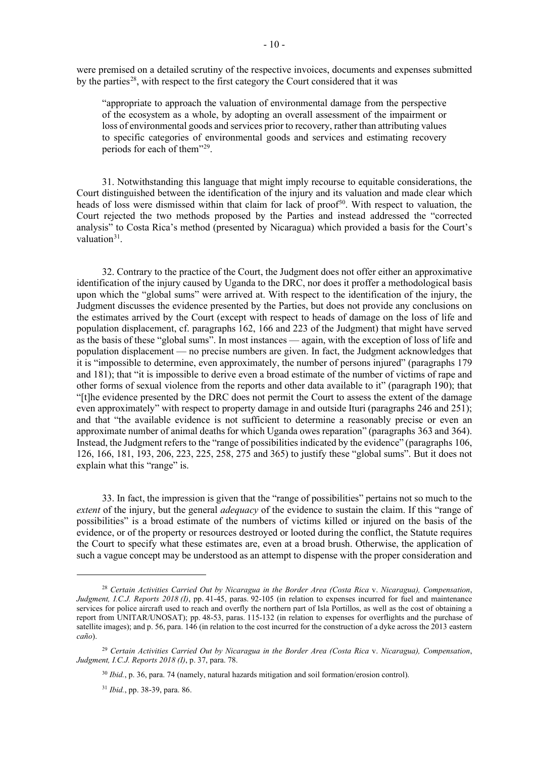were premised on a detailed scrutiny of the respective invoices, documents and expenses submitted by the parties[28], with respect to the first category the Court considered that it was

> "appropriate to approach the valuation of environmental damage from the perspective of the ecosystem as a whole, by adopting an overall assessment of the impairment or loss of environmental goods and services prior to recovery, rather than attributing values to specific categories of environmental goods and services and estimating recovery periods for each of them"[29].

31. Notwithstanding this language that might imply recourse to equitable considerations, the Court distinguished between the identification of the injury and its valuation and made clear which heads of loss were dismissed within that claim for lack of proof[30]. With respect to valuation, the Court rejected the two methods proposed by the Parties and instead addressed the "corrected analysis" to Costa Rica's method (presented by Nicaragua) which provided a basis for the Court's valuation[31].

32. Contrary to the practice of the Court, the Judgment does not offer either an approximative identification of the injury caused by Uganda to the DRC, nor does it proffer a methodological basis upon which the "global sums" were arrived at. With respect to the identification of the injury, the Judgment discusses the evidence presented by the Parties, but does not provide any conclusions on the estimates arrived by the Court (except with respect to heads of damage on the loss of life and population displacement, cf. paragraphs 162, 166 and 223 of the Judgment) that might have served as the basis of these "global sums". In most instances — again, with the exception of loss of life and population displacement — no precise numbers are given. In fact, the Judgment acknowledges that it is "impossible to determine, even approximately, the number of persons injured" (paragraphs 179 and 181); that "it is impossible to derive even a broad estimate of the number of victims of rape and other forms of sexual violence from the reports and other data available to it" (paragraph 190); that "[t]he evidence presented by the DRC does not permit the Court to assess the extent of the damage even approximately" with respect to property damage in and outside Ituri (paragraphs 246 and 251); and that "the available evidence is not sufficient to determine a reasonably precise or even an approximate number of animal deaths for which Uganda owes reparation" (paragraphs 363 and 364). Instead, the Judgment refers to the "range of possibilities indicated by the evidence" (paragraphs 106, 126, 166, 181, 193, 206, 223, 225, 258, 275 and 365) to justify these "global sums". But it does not explain what this "range" is.

33. In fact, the impression is given that the "range of possibilities" pertains not so much to the *extent* of the injury, but the general *adequacy* of the evidence to sustain the claim. If this "range of possibilities" is a broad estimate of the numbers of victims killed or injured on the basis of the evidence, or of the property or resources destroyed or looted during the conflict, the Statute requires the Court to specify what these estimates are, even at a broad brush. Otherwise, the application of such a vague concept may be understood as an attempt to dispense with the proper consideration and

---

[28] *Certain Activities Carried Out by Nicaragua in the Border Area (Costa Rica* v. *Nicaragua), Compensation*, *Judgment, I.C.J. Reports 2018 (I)*, pp. 41-45, paras. 92-105 (in relation to expenses incurred for fuel and maintenance services for police aircraft used to reach and overfly the northern part of Isla Portillos, as well as the cost of obtaining a report from UNITAR/UNOSAT); pp. 48-53, paras. 115-132 (in relation to expenses for overflights and the purchase of satellite images); and p. 56, para. 146 (in relation to the cost incurred for the construction of a dyke across the 2013 eastern *caño*).

[29] *Certain Activities Carried Out by Nicaragua in the Border Area (Costa Rica* v. *Nicaragua), Compensation*, *Judgment, I.C.J. Reports 2018 (I)*, p. 37, para. 78.

[30] *Ibid.*, p. 36, para. 74 (namely, natural hazards mitigation and soil formation/erosion control).

[31] *Ibid.*, pp. 38-39, para. 86.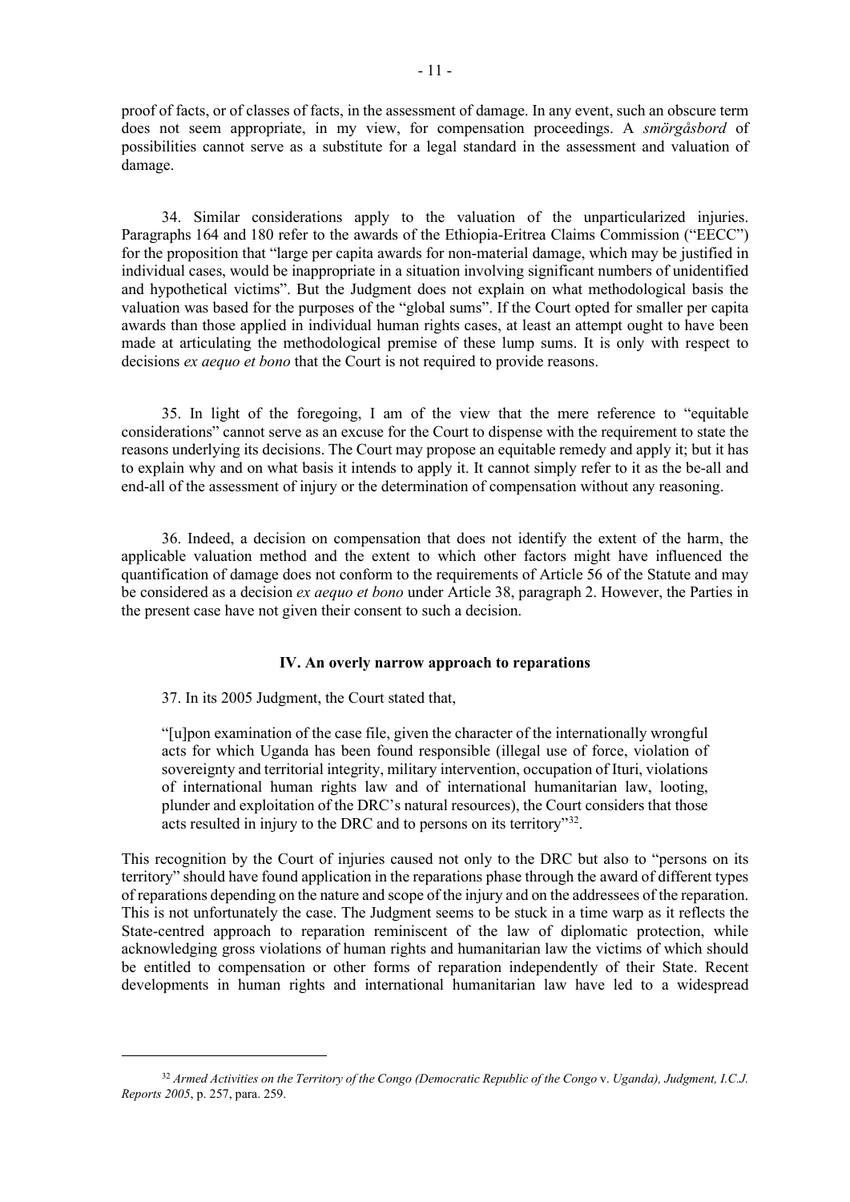proof of facts, or of classes of facts, in the assessment of damage. In any event, such an obscure term does not seem appropriate, in my view, for compensation proceedings. A *smörgåsbord* of possibilities cannot serve as a substitute for a legal standard in the assessment and valuation of damage.

34. Similar considerations apply to the valuation of the unparticularized injuries. Paragraphs 164 and 180 refer to the awards of the Ethiopia-Eritrea Claims Commission ("EECC") for the proposition that "large per capita awards for non-material damage, which may be justified in individual cases, would be inappropriate in a situation involving significant numbers of unidentified and hypothetical victims". But the Judgment does not explain on what methodological basis the valuation was based for the purposes of the "global sums". If the Court opted for smaller per capita awards than those applied in individual human rights cases, at least an attempt ought to have been made at articulating the methodological premise of these lump sums. It is only with respect to decisions *ex aequo et bono* that the Court is not required to provide reasons.

35. In light of the foregoing, I am of the view that the mere reference to "equitable considerations" cannot serve as an excuse for the Court to dispense with the requirement to state the reasons underlying its decisions. The Court may propose an equitable remedy and apply it; but it has to explain why and on what basis it intends to apply it. It cannot simply refer to it as the be-all and end-all of the assessment of injury or the determination of compensation without any reasoning.

36. Indeed, a decision on compensation that does not identify the extent of the harm, the applicable valuation method and the extent to which other factors might have influenced the quantification of damage does not conform to the requirements of Article 56 of the Statute and may be considered as a decision *ex aequo et bono* under Article 38, paragraph 2. However, the Parties in the present case have not given their consent to such a decision.

### IV. An overly narrow approach to reparations

37. In its 2005 Judgment, the Court stated that,

> "[u]pon examination of the case file, given the character of the internationally wrongful acts for which Uganda has been found responsible (illegal use of force, violation of sovereignty and territorial integrity, military intervention, occupation of Ituri, violations of international human rights law and of international humanitarian law, looting, plunder and exploitation of the DRC's natural resources), the Court considers that those acts resulted in injury to the DRC and to persons on its territory"[32].

This recognition by the Court of injuries caused not only to the DRC but also to "persons on its territory" should have found application in the reparations phase through the award of different types of reparations depending on the nature and scope of the injury and on the addressees of the reparation. This is not unfortunately the case. The Judgment seems to be stuck in a time warp as it reflects the State-centred approach to reparation reminiscent of the law of diplomatic protection, while acknowledging gross violations of human rights and humanitarian law the victims of which should be entitled to compensation or other forms of reparation independently of their State. Recent developments in human rights and international humanitarian law have led to a widespread

---

[32] *Armed Activities on the Territory of the Congo (Democratic Republic of the Congo* v. *Uganda), Judgment, I.C.J. Reports 2005*, p. 257, para. 259.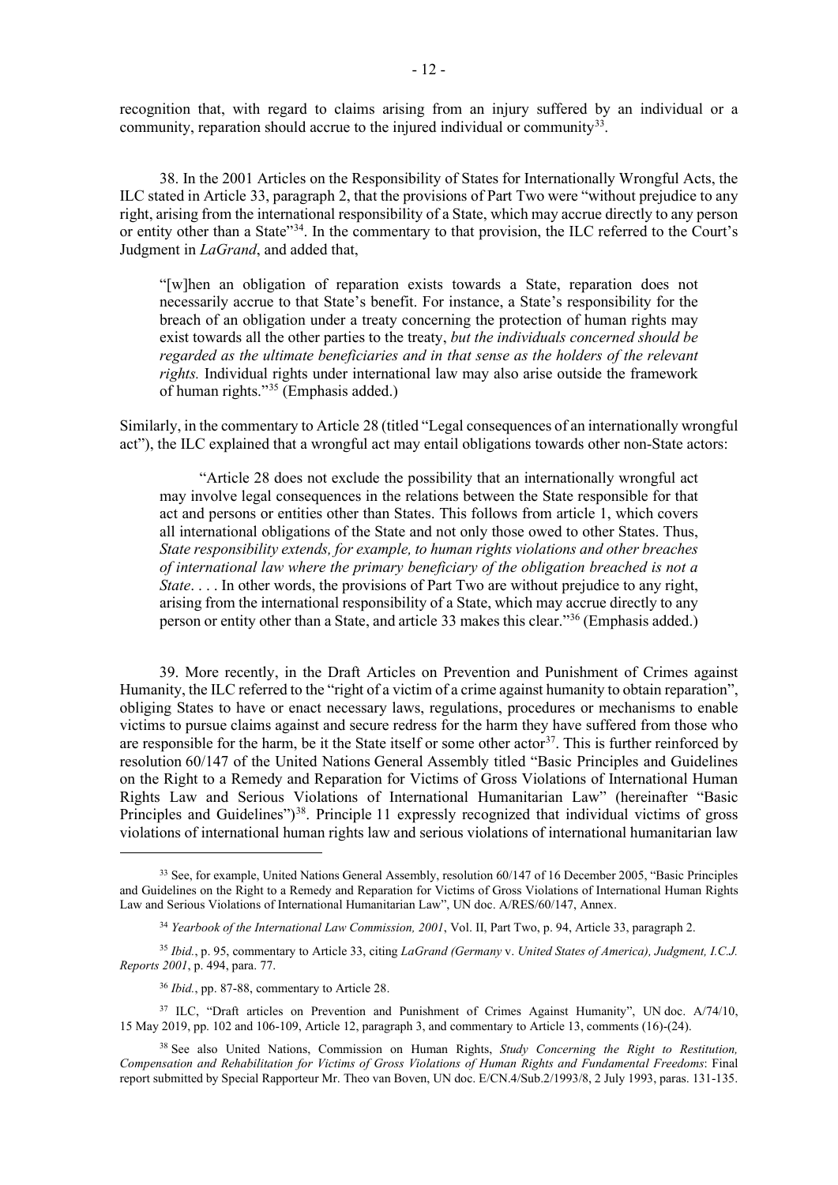recognition that, with regard to claims arising from an injury suffered by an individual or a community, reparation should accrue to the injured individual or community[33].

38. In the 2001 Articles on the Responsibility of States for Internationally Wrongful Acts, the ILC stated in Article 33, paragraph 2, that the provisions of Part Two were "without prejudice to any right, arising from the international responsibility of a State, which may accrue directly to any person or entity other than a State"[34]. In the commentary to that provision, the ILC referred to the Court's Judgment in *LaGrand*, and added that,

> "[w]hen an obligation of reparation exists towards a State, reparation does not necessarily accrue to that State's benefit. For instance, a State's responsibility for the breach of an obligation under a treaty concerning the protection of human rights may exist towards all the other parties to the treaty, *but the individuals concerned should be regarded as the ultimate beneficiaries and in that sense as the holders of the relevant rights.* Individual rights under international law may also arise outside the framework of human rights."[35] (Emphasis added.)

Similarly, in the commentary to Article 28 (titled "Legal consequences of an internationally wrongful act"), the ILC explained that a wrongful act may entail obligations towards other non-State actors:

> "Article 28 does not exclude the possibility that an internationally wrongful act may involve legal consequences in the relations between the State responsible for that act and persons or entities other than States. This follows from article 1, which covers all international obligations of the State and not only those owed to other States. Thus, *State responsibility extends, for example, to human rights violations and other breaches of international law where the primary beneficiary of the obligation breached is not a State*. . . . In other words, the provisions of Part Two are without prejudice to any right, arising from the international responsibility of a State, which may accrue directly to any person or entity other than a State, and article 33 makes this clear."[36] (Emphasis added.)

39. More recently, in the Draft Articles on Prevention and Punishment of Crimes against Humanity, the ILC referred to the "right of a victim of a crime against humanity to obtain reparation", obliging States to have or enact necessary laws, regulations, procedures or mechanisms to enable victims to pursue claims against and secure redress for the harm they have suffered from those who are responsible for the harm, be it the State itself or some other actor[37]. This is further reinforced by resolution 60/147 of the United Nations General Assembly titled "Basic Principles and Guidelines on the Right to a Remedy and Reparation for Victims of Gross Violations of International Human Rights Law and Serious Violations of International Humanitarian Law" (hereinafter "Basic Principles and Guidelines")[38]. Principle 11 expressly recognized that individual victims of gross violations of international human rights law and serious violations of international humanitarian law

---

[33] See, for example, United Nations General Assembly, resolution 60/147 of 16 December 2005, "Basic Principles and Guidelines on the Right to a Remedy and Reparation for Victims of Gross Violations of International Human Rights Law and Serious Violations of International Humanitarian Law", UN doc. A/RES/60/147, Annex.

[34] *Yearbook of the International Law Commission, 2001*, Vol. II, Part Two, p. 94, Article 33, paragraph 2.

[35] *Ibid.*, p. 95, commentary to Article 33, citing *LaGrand (Germany* v. *United States of America), Judgment, I.C.J. Reports 2001*, p. 494, para. 77.

[36] *Ibid.*, pp. 87-88, commentary to Article 28.

[37] ILC, "Draft articles on Prevention and Punishment of Crimes Against Humanity", UN doc. A/74/10, 15 May 2019, pp. 102 and 106-109, Article 12, paragraph 3, and commentary to Article 13, comments (16)-(24).

[38] See also United Nations, Commission on Human Rights, *Study Concerning the Right to Restitution, Compensation and Rehabilitation for Victims of Gross Violations of Human Rights and Fundamental Freedoms*: Final report submitted by Special Rapporteur Mr. Theo van Boven, UN doc. E/CN.4/Sub.2/1993/8, 2 July 1993, paras. 131-135.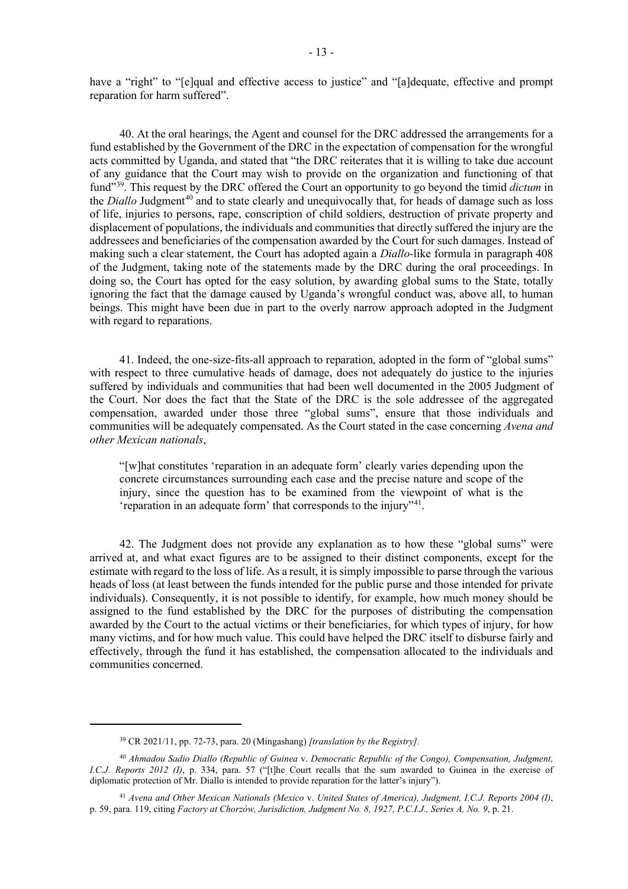have a "right" to "[e]qual and effective access to justice" and "[a]dequate, effective and prompt reparation for harm suffered".

40. At the oral hearings, the Agent and counsel for the DRC addressed the arrangements for a fund established by the Government of the DRC in the expectation of compensation for the wrongful acts committed by Uganda, and stated that "the DRC reiterates that it is willing to take due account of any guidance that the Court may wish to provide on the organization and functioning of that fund"[39]. This request by the DRC offered the Court an opportunity to go beyond the timid *dictum* in the *Diallo* Judgment[40] and to state clearly and unequivocally that, for heads of damage such as loss of life, injuries to persons, rape, conscription of child soldiers, destruction of private property and displacement of populations, the individuals and communities that directly suffered the injury are the addressees and beneficiaries of the compensation awarded by the Court for such damages. Instead of making such a clear statement, the Court has adopted again a *Diallo*-like formula in paragraph 408 of the Judgment, taking note of the statements made by the DRC during the oral proceedings. In doing so, the Court has opted for the easy solution, by awarding global sums to the State, totally ignoring the fact that the damage caused by Uganda's wrongful conduct was, above all, to human beings. This might have been due in part to the overly narrow approach adopted in the Judgment with regard to reparations.

41. Indeed, the one-size-fits-all approach to reparation, adopted in the form of "global sums" with respect to three cumulative heads of damage, does not adequately do justice to the injuries suffered by individuals and communities that had been well documented in the 2005 Judgment of the Court. Nor does the fact that the State of the DRC is the sole addressee of the aggregated compensation, awarded under those three "global sums", ensure that those individuals and communities will be adequately compensated. As the Court stated in the case concerning *Avena and other Mexican nationals*,

> "[w]hat constitutes 'reparation in an adequate form' clearly varies depending upon the concrete circumstances surrounding each case and the precise nature and scope of the injury, since the question has to be examined from the viewpoint of what is the 'reparation in an adequate form' that corresponds to the injury"[41].

42. The Judgment does not provide any explanation as to how these "global sums" were arrived at, and what exact figures are to be assigned to their distinct components, except for the estimate with regard to the loss of life. As a result, it is simply impossible to parse through the various heads of loss (at least between the funds intended for the public purse and those intended for private individuals). Consequently, it is not possible to identify, for example, how much money should be assigned to the fund established by the DRC for the purposes of distributing the compensation awarded by the Court to the actual victims or their beneficiaries, for which types of injury, for how many victims, and for how much value. This could have helped the DRC itself to disburse fairly and effectively, through the fund it has established, the compensation allocated to the individuals and communities concerned.

---

[39] CR 2021/11, pp. 72-73, para. 20 (Mingashang) *[translation by the Registry]*.

[40] *Ahmadou Sadio Diallo (Republic of Guinea* v. *Democratic Republic of the Congo), Compensation, Judgment, I.C.J. Reports 2012 (I)*, p. 334, para. 57 ("[t]he Court recalls that the sum awarded to Guinea in the exercise of diplomatic protection of Mr. Diallo is intended to provide reparation for the latter's injury").

[41] *Avena and Other Mexican Nationals (Mexico* v. *United States of America), Judgment, I.C.J. Reports 2004 (I)*, p. 59, para. 119, citing *Factory at Chorzów, Jurisdiction, Judgment No. 8, 1927, P.C.I.J., Series A, No. 9*, p. 21.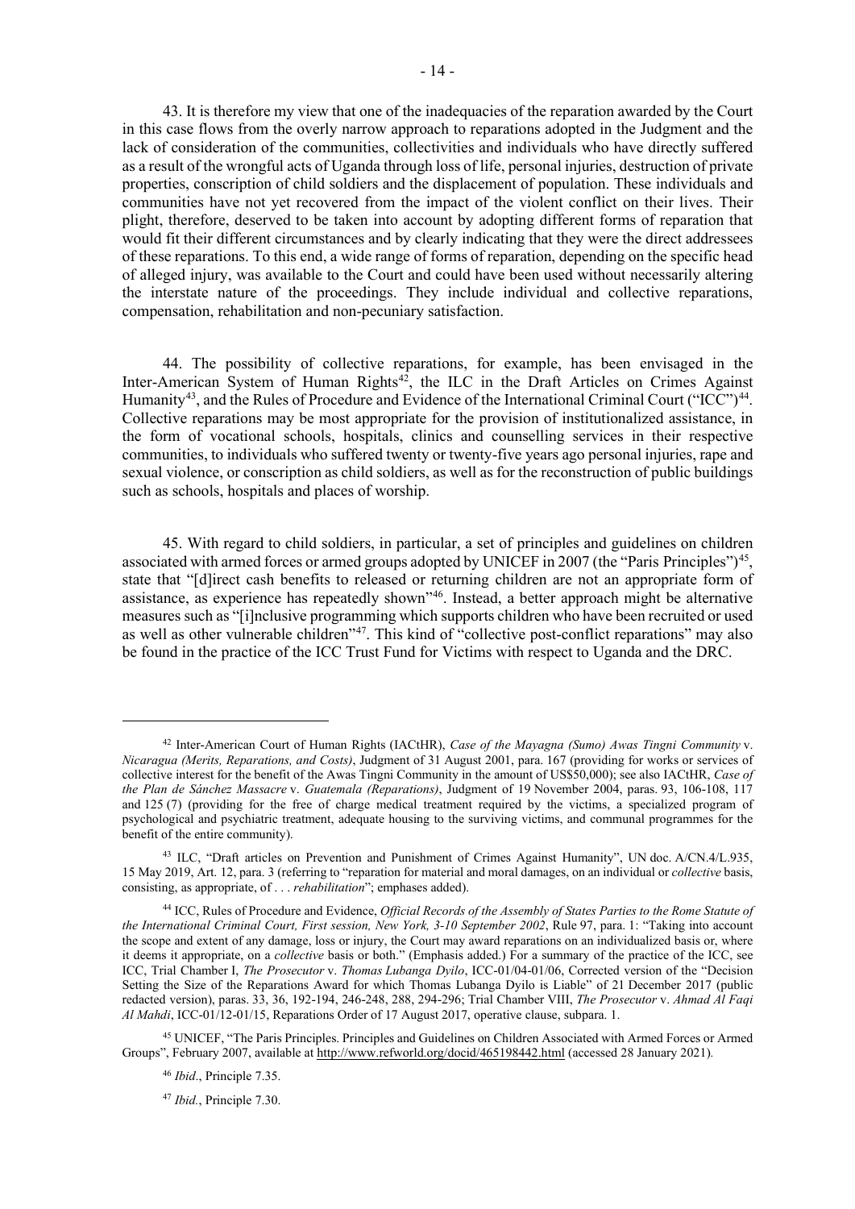43. It is therefore my view that one of the inadequacies of the reparation awarded by the Court in this case flows from the overly narrow approach to reparations adopted in the Judgment and the lack of consideration of the communities, collectivities and individuals who have directly suffered as a result of the wrongful acts of Uganda through loss of life, personal injuries, destruction of private properties, conscription of child soldiers and the displacement of population. These individuals and communities have not yet recovered from the impact of the violent conflict on their lives. Their plight, therefore, deserved to be taken into account by adopting different forms of reparation that would fit their different circumstances and by clearly indicating that they were the direct addressees of these reparations. To this end, a wide range of forms of reparation, depending on the specific head of alleged injury, was available to the Court and could have been used without necessarily altering the interstate nature of the proceedings. They include individual and collective reparations, compensation, rehabilitation and non-pecuniary satisfaction.

44. The possibility of collective reparations, for example, has been envisaged in the Inter-American System of Human Rights[42], the ILC in the Draft Articles on Crimes Against Humanity[43], and the Rules of Procedure and Evidence of the International Criminal Court ("ICC")[44]. Collective reparations may be most appropriate for the provision of institutionalized assistance, in the form of vocational schools, hospitals, clinics and counselling services in their respective communities, to individuals who suffered twenty or twenty-five years ago personal injuries, rape and sexual violence, or conscription as child soldiers, as well as for the reconstruction of public buildings such as schools, hospitals and places of worship.

45. With regard to child soldiers, in particular, a set of principles and guidelines on children associated with armed forces or armed groups adopted by UNICEF in 2007 (the "Paris Principles")[45], state that "[d]irect cash benefits to released or returning children are not an appropriate form of assistance, as experience has repeatedly shown"[46]. Instead, a better approach might be alternative measures such as "[i]nclusive programming which supports children who have been recruited or used as well as other vulnerable children"[47]. This kind of "collective post-conflict reparations" may also be found in the practice of the ICC Trust Fund for Victims with respect to Uganda and the DRC.

---

[42] Inter-American Court of Human Rights (IACtHR), *Case of the Mayagna (Sumo) Awas Tingni Community* v. *Nicaragua (Merits, Reparations, and Costs)*, Judgment of 31 August 2001, para. 167 (providing for works or services of collective interest for the benefit of the Awas Tingni Community in the amount of US$50,000); see also IACtHR, *Case of the Plan de Sánchez Massacre* v. *Guatemala (Reparations)*, Judgment of 19 November 2004, paras. 93, 106-108, 117 and 125 (7) (providing for the free of charge medical treatment required by the victims, a specialized program of psychological and psychiatric treatment, adequate housing to the surviving victims, and communal programmes for the benefit of the entire community).

[43] ILC, "Draft articles on Prevention and Punishment of Crimes Against Humanity", UN doc. A/CN.4/L.935, 15 May 2019, Art. 12, para. 3 (referring to "reparation for material and moral damages, on an individual or *collective* basis, consisting, as appropriate, of . . . *rehabilitation*"; emphases added).

[44] ICC, Rules of Procedure and Evidence, *Official Records of the Assembly of States Parties to the Rome Statute of the International Criminal Court, First session, New York, 3-10 September 2002*, Rule 97, para. 1: "Taking into account the scope and extent of any damage, loss or injury, the Court may award reparations on an individualized basis or, where it deems it appropriate, on a *collective* basis or both." (Emphasis added.) For a summary of the practice of the ICC, see ICC, Trial Chamber I, *The Prosecutor* v. *Thomas Lubanga Dyilo*, ICC-01/04-01/06, Corrected version of the "Decision Setting the Size of the Reparations Award for which Thomas Lubanga Dyilo is Liable" of 21 December 2017 (public redacted version), paras. 33, 36, 192-194, 246-248, 288, 294-296; Trial Chamber VIII, *The Prosecutor* v. *Ahmad Al Faqi Al Mahdi*, ICC-01/12-01/15, Reparations Order of 17 August 2017, operative clause, subpara. 1.

[45] UNICEF, "The Paris Principles. Principles and Guidelines on Children Associated with Armed Forces or Armed Groups", February 2007, available at http://www.refworld.org/docid/465198442.html (accessed 28 January 2021).

[46] *Ibid*., Principle 7.35.

[47] *Ibid.*, Principle 7.30.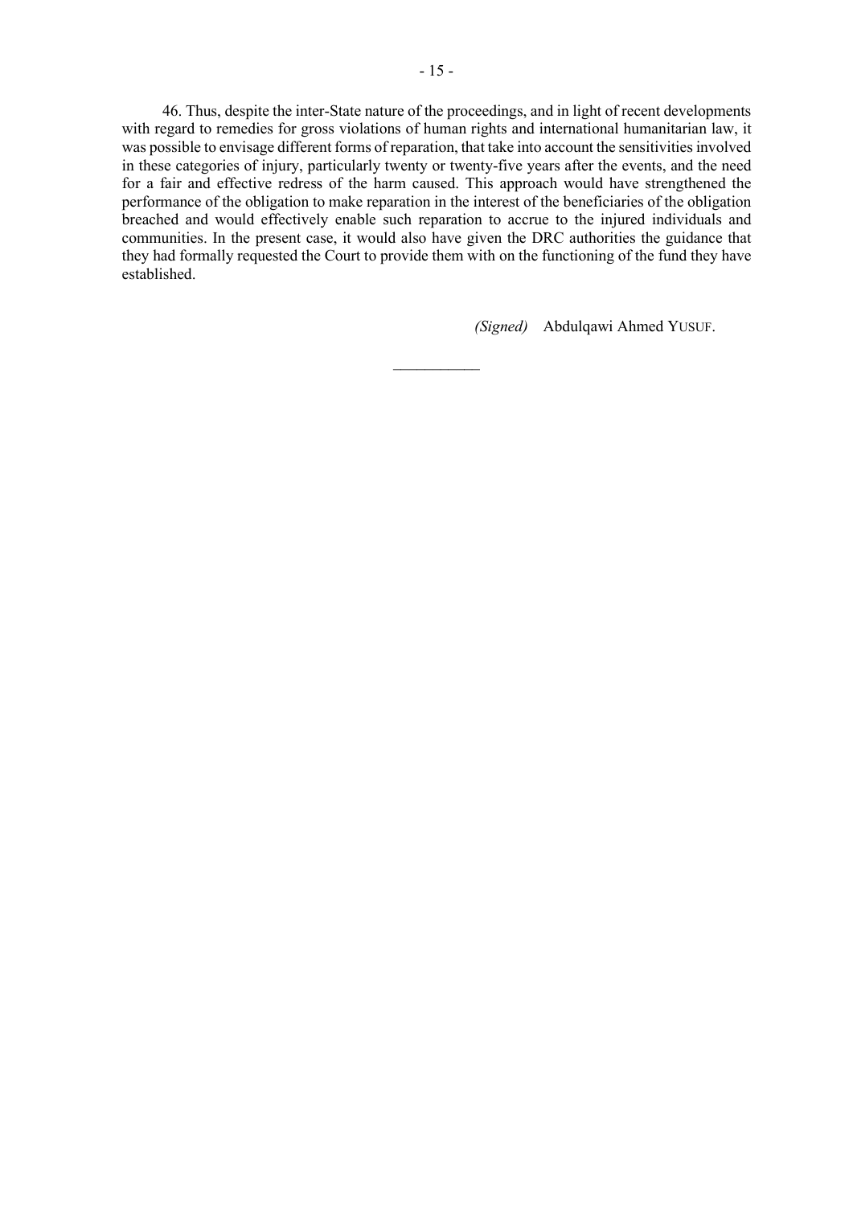46. Thus, despite the inter-State nature of the proceedings, and in light of recent developments with regard to remedies for gross violations of human rights and international humanitarian law, it was possible to envisage different forms of reparation, that take into account the sensitivities involved in these categories of injury, particularly twenty or twenty-five years after the events, and the need for a fair and effective redress of the harm caused. This approach would have strengthened the performance of the obligation to make reparation in the interest of the beneficiaries of the obligation breached and would effectively enable such reparation to accrue to the injured individuals and communities. In the present case, it would also have given the DRC authorities the guidance that they had formally requested the Court to provide them with on the functioning of the fund they have established.

*(Signed)* Abdulqawi Ahmed YUSUF.

___________